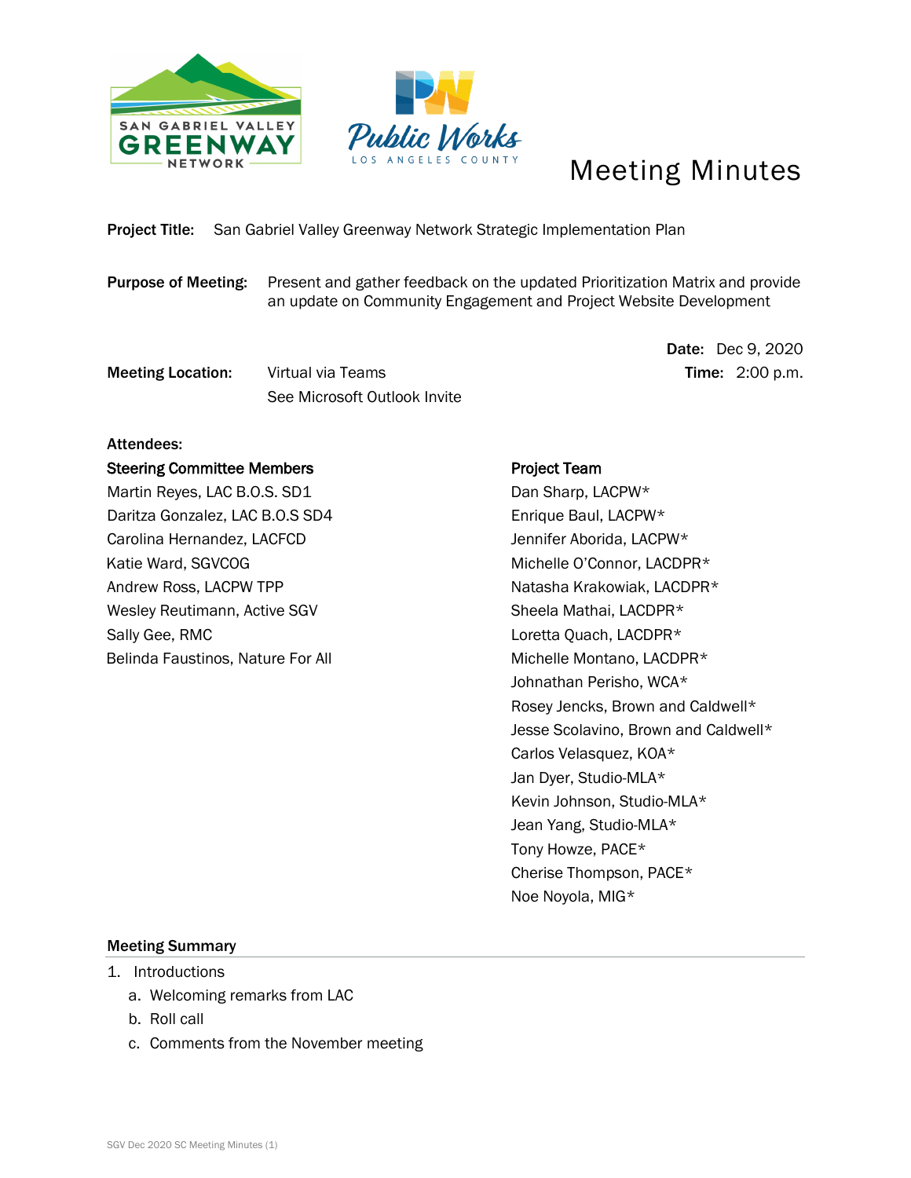# Meeting Minutes

**Project Title:** San Gabriel Valley Greenway Network Strategic Implementation Plan

**Purpose of Meeting:** Present and gather feedback on the updated Prioritization Matrix and provide an update on Community Engagement and Project Website Development

**Date:** Dec 9, 2020

**Time:** 2:00 p.m.

**Meeting Location:** Virtual via Teams
See Microsoft Outlook Invite

**Attendees:**

**Steering Committee Members**

Martin Reyes, LAC B.O.S. SD1
Daritza Gonzalez, LAC B.O.S SD4
Carolina Hernandez, LACFCD
Katie Ward, SGVCOG
Andrew Ross, LACPW TPP
Wesley Reutimann, Active SGV
Sally Gee, RMC
Belinda Faustinos, Nature For All

**Project Team**

Dan Sharp, LACPW*
Enrique Baul, LACPW*
Jennifer Aborida, LACPW*
Michelle O'Connor, LACDPR*
Natasha Krakowiak, LACDPR*
Sheela Mathai, LACDPR*
Loretta Quach, LACDPR*
Michelle Montano, LACDPR*
Johnathan Perisho, WCA*
Rosey Jencks, Brown and Caldwell*
Jesse Scolavino, Brown and Caldwell*
Carlos Velasquez, KOA*
Jan Dyer, Studio-MLA*
Kevin Johnson, Studio-MLA*
Jean Yang, Studio-MLA*
Tony Howze, PACE*
Cherise Thompson, PACE*
Noe Noyola, MIG*

## Meeting Summary

1. Introductions
   a. Welcoming remarks from LAC
   b. Roll call
   c. Comments from the November meeting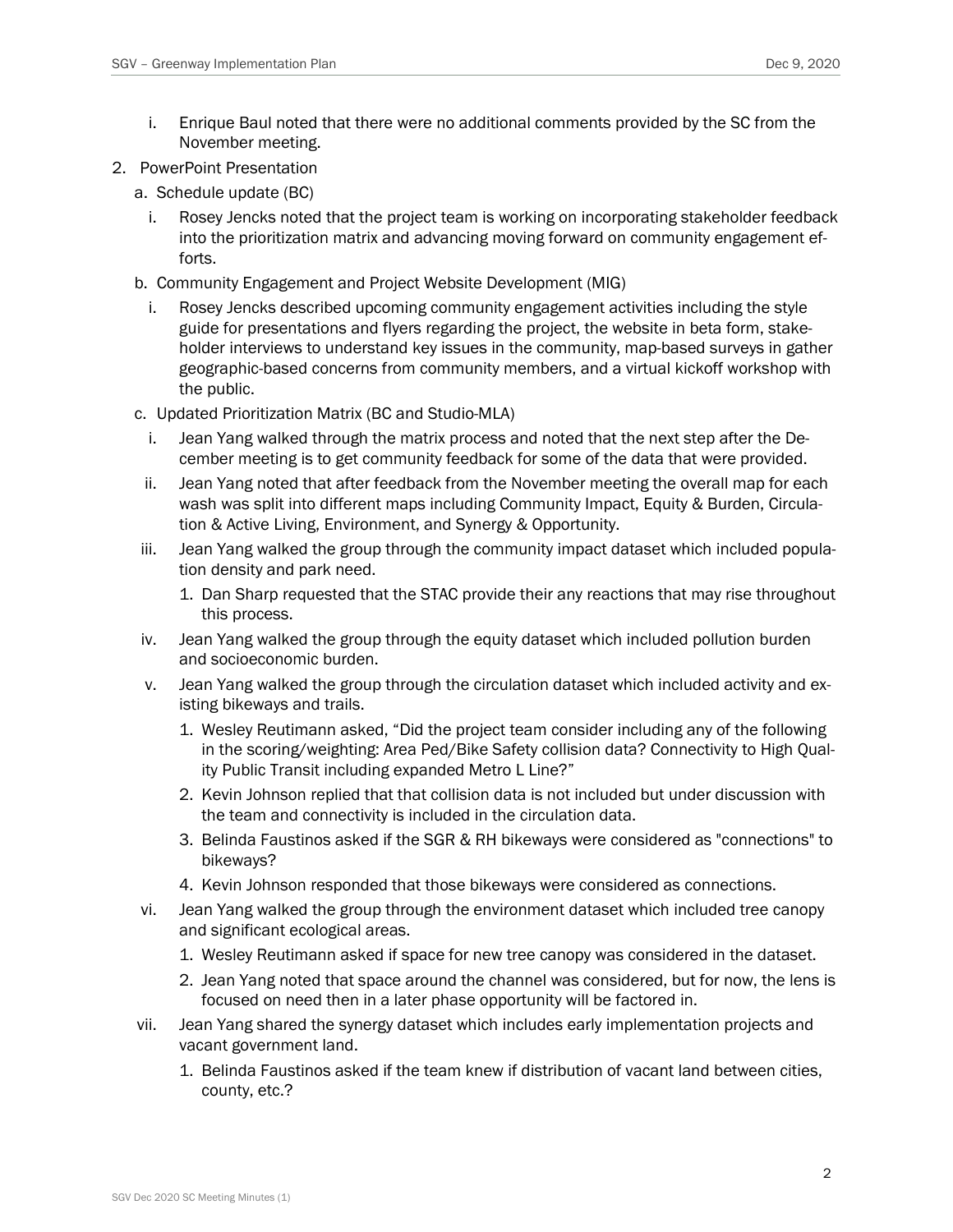i. Enrique Baul noted that there were no additional comments provided by the SC from the November meeting.

2. PowerPoint Presentation
   a. Schedule update (BC)
      i. Rosey Jencks noted that the project team is working on incorporating stakeholder feedback into the prioritization matrix and advancing moving forward on community engagement efforts.
   b. Community Engagement and Project Website Development (MIG)
      i. Rosey Jencks described upcoming community engagement activities including the style guide for presentations and flyers regarding the project, the website in beta form, stakeholder interviews to understand key issues in the community, map-based surveys in gather geographic-based concerns from community members, and a virtual kickoff workshop with the public.
   c. Updated Prioritization Matrix (BC and Studio-MLA)
      i. Jean Yang walked through the matrix process and noted that the next step after the December meeting is to get community feedback for some of the data that were provided.
      ii. Jean Yang noted that after feedback from the November meeting the overall map for each wash was split into different maps including Community Impact, Equity & Burden, Circulation & Active Living, Environment, and Synergy & Opportunity.
      iii. Jean Yang walked the group through the community impact dataset which included population density and park need.
         1. Dan Sharp requested that the STAC provide their any reactions that may rise throughout this process.
      iv. Jean Yang walked the group through the equity dataset which included pollution burden and socioeconomic burden.
      v. Jean Yang walked the group through the circulation dataset which included activity and existing bikeways and trails.
         1. Wesley Reutimann asked, "Did the project team consider including any of the following in the scoring/weighting: Area Ped/Bike Safety collision data? Connectivity to High Quality Public Transit including expanded Metro L Line?"
         2. Kevin Johnson replied that that collision data is not included but under discussion with the team and connectivity is included in the circulation data.
         3. Belinda Faustinos asked if the SGR & RH bikeways were considered as "connections" to bikeways?
         4. Kevin Johnson responded that those bikeways were considered as connections.
      vi. Jean Yang walked the group through the environment dataset which included tree canopy and significant ecological areas.
         1. Wesley Reutimann asked if space for new tree canopy was considered in the dataset.
         2. Jean Yang noted that space around the channel was considered, but for now, the lens is focused on need then in a later phase opportunity will be factored in.
      vii. Jean Yang shared the synergy dataset which includes early implementation projects and vacant government land.
         1. Belinda Faustinos asked if the team knew if distribution of vacant land between cities, county, etc.?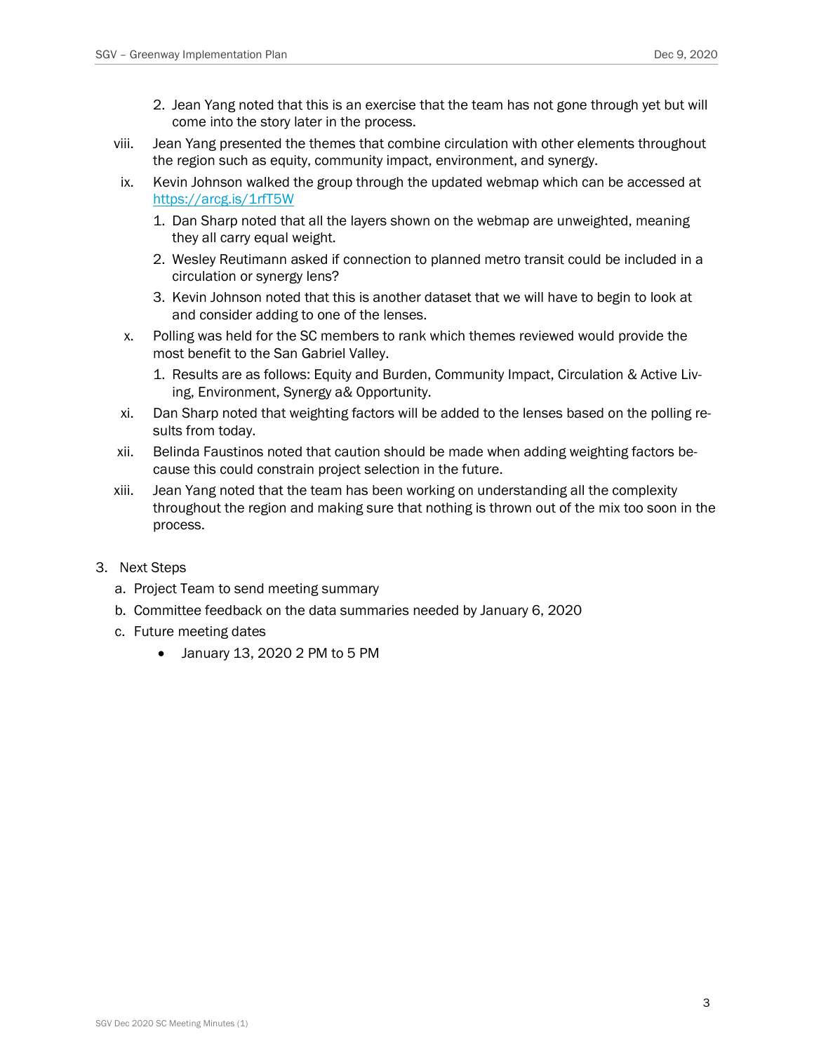2. Jean Yang noted that this is an exercise that the team has not gone through yet but will come into the story later in the process.

viii. Jean Yang presented the themes that combine circulation with other elements throughout the region such as equity, community impact, environment, and synergy.

ix. Kevin Johnson walked the group through the updated webmap which can be accessed at https://arcg.is/1rfT5W

1. Dan Sharp noted that all the layers shown on the webmap are unweighted, meaning they all carry equal weight.
2. Wesley Reutimann asked if connection to planned metro transit could be included in a circulation or synergy lens?
3. Kevin Johnson noted that this is another dataset that we will have to begin to look at and consider adding to one of the lenses.

x. Polling was held for the SC members to rank which themes reviewed would provide the most benefit to the San Gabriel Valley.

1. Results are as follows: Equity and Burden, Community Impact, Circulation & Active Living, Environment, Synergy a& Opportunity.

xi. Dan Sharp noted that weighting factors will be added to the lenses based on the polling results from today.

xii. Belinda Faustinos noted that caution should be made when adding weighting factors because this could constrain project selection in the future.

xiii. Jean Yang noted that the team has been working on understanding all the complexity throughout the region and making sure that nothing is thrown out of the mix too soon in the process.

3. Next Steps

   a. Project Team to send meeting summary

   b. Committee feedback on the data summaries needed by January 6, 2020

   c. Future meeting dates

      - January 13, 2020 2 PM to 5 PM